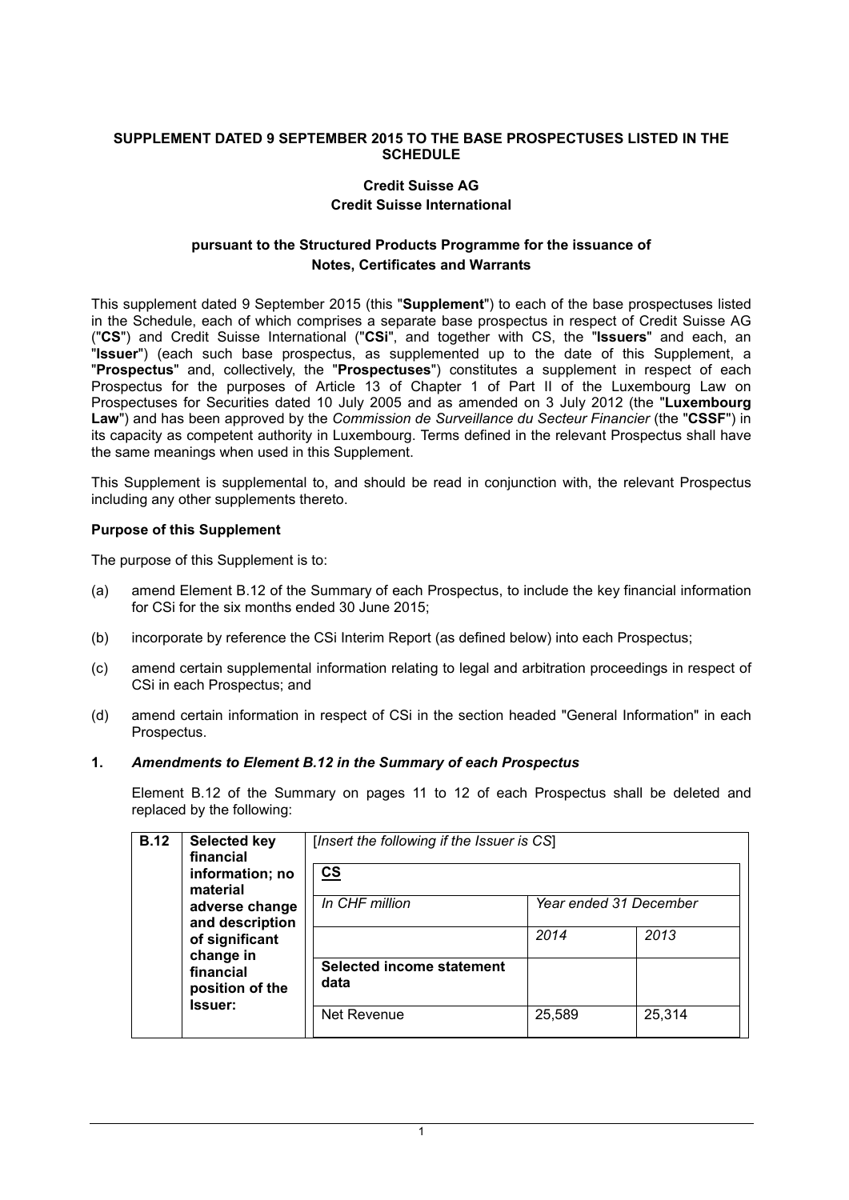**SUPPLEMENT DATED 9 SEPTEMBER 2015 TO THE BASE PROSPECTUSES LISTED IN THE SCHEDULE**

**Credit Suisse AG**
**Credit Suisse International**

**pursuant to the Structured Products Programme for the issuance of Notes, Certificates and Warrants**

This supplement dated 9 September 2015 (this "**Supplement**") to each of the base prospectuses listed in the Schedule, each of which comprises a separate base prospectus in respect of Credit Suisse AG ("**CS**") and Credit Suisse International ("**CSi**", and together with CS, the "**Issuers**" and each, an "**Issuer**") (each such base prospectus, as supplemented up to the date of this Supplement, a "**Prospectus**" and, collectively, the "**Prospectuses**") constitutes a supplement in respect of each Prospectus for the purposes of Article 13 of Chapter 1 of Part II of the Luxembourg Law on Prospectuses for Securities dated 10 July 2005 and as amended on 3 July 2012 (the "**Luxembourg Law**") and has been approved by the *Commission de Surveillance du Secteur Financier* (the "**CSSF**") in its capacity as competent authority in Luxembourg. Terms defined in the relevant Prospectus shall have the same meanings when used in this Supplement.

This Supplement is supplemental to, and should be read in conjunction with, the relevant Prospectus including any other supplements thereto.

**Purpose of this Supplement**

The purpose of this Supplement is to:

(a) amend Element B.12 of the Summary of each Prospectus, to include the key financial information for CSi for the six months ended 30 June 2015;

(b) incorporate by reference the CSi Interim Report (as defined below) into each Prospectus;

(c) amend certain supplemental information relating to legal and arbitration proceedings in respect of CSi in each Prospectus; and

(d) amend certain information in respect of CSi in the section headed "General Information" in each Prospectus.

**1.** ***Amendments to Element B.12 in the Summary of each Prospectus***

Element B.12 of the Summary on pages 11 to 12 of each Prospectus shall be deleted and replaced by the following:

| **B.12** | **Selected key financial information; no material adverse change and description of significant change in financial position of the Issuer:** | [*Insert the following if the Issuer is CS*] | | |
|---|---|---|---|---|
| | | **CS** | | |
| | | *In CHF million* | *Year ended 31 December* | |
| | | | *2014* | *2013* |
| | | **Selected income statement data** | | |
| | | Net Revenue | 25,589 | 25,314 |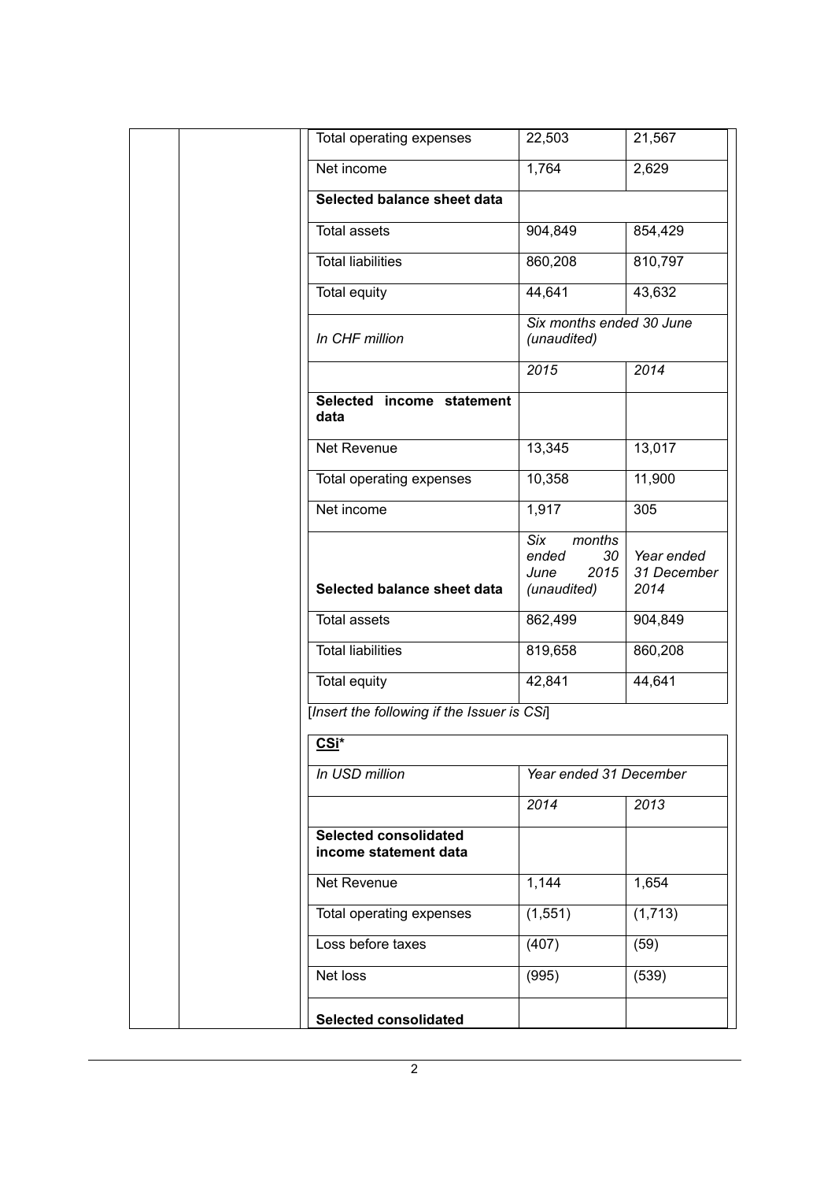| | | |
|---|---|---|
| Total operating expenses | 22,503 | 21,567 |
| Net income | 1,764 | 2,629 |
| **Selected balance sheet data** | | |
| Total assets | 904,849 | 854,429 |
| Total liabilities | 860,208 | 810,797 |
| Total equity | 44,641 | 43,632 |

| *In CHF million* | *Six months ended 30 June (unaudited)* | |
|---|---|---|
| | *2015* | *2014* |
| **Selected income statement data** | | |
| Net Revenue | 13,345 | 13,017 |
| Total operating expenses | 10,358 | 11,900 |
| Net income | 1,917 | 305 |
| **Selected balance sheet data** | *Six months ended 30 June 2015 (unaudited)* | *Year ended 31 December 2014* |
| Total assets | 862,499 | 904,849 |
| Total liabilities | 819,658 | 860,208 |
| Total equity | 42,841 | 44,641 |

[*Insert the following if the Issuer is CSi*]

| **<u>CSi</u>*** | | |
|---|---|---|
| *In USD million* | *Year ended 31 December* | |
| | *2014* | *2013* |
| **Selected consolidated income statement data** | | |
| Net Revenue | 1,144 | 1,654 |
| Total operating expenses | (1,551) | (1,713) |
| Loss before taxes | (407) | (59) |
| Net loss | (995) | (539) |
| **Selected consolidated** | | |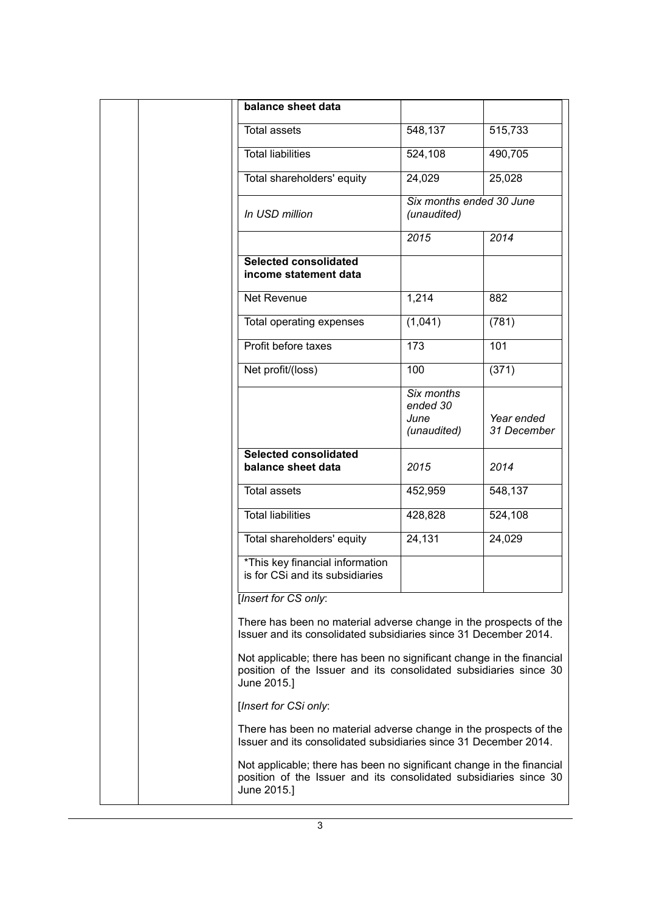| balance sheet data | | |
| --- | --- | --- |
| Total assets | 548,137 | 515,733 |
| Total liabilities | 524,108 | 490,705 |
| Total shareholders' equity | 24,029 | 25,028 |
| *In USD million* | *Six months ended 30 June (unaudited)* | |
| | *2015* | *2014* |
| **Selected consolidated income statement data** | | |
| Net Revenue | 1,214 | 882 |
| Total operating expenses | (1,041) | (781) |
| Profit before taxes | 173 | 101 |
| Net profit/(loss) | 100 | (371) |
| | *Six months ended 30 June (unaudited)* | *Year ended 31 December* |
| **Selected consolidated balance sheet data** | *2015* | *2014* |
| Total assets | 452,959 | 548,137 |
| Total liabilities | 428,828 | 524,108 |
| Total shareholders' equity | 24,131 | 24,029 |
| *This key financial information is for CSi and its subsidiaries | | |

[*Insert for CS only*:

There has been no material adverse change in the prospects of the Issuer and its consolidated subsidiaries since 31 December 2014.

Not applicable; there has been no significant change in the financial position of the Issuer and its consolidated subsidiaries since 30 June 2015.]

[*Insert for CSi only*:

There has been no material adverse change in the prospects of the Issuer and its consolidated subsidiaries since 31 December 2014.

Not applicable; there has been no significant change in the financial position of the Issuer and its consolidated subsidiaries since 30 June 2015.]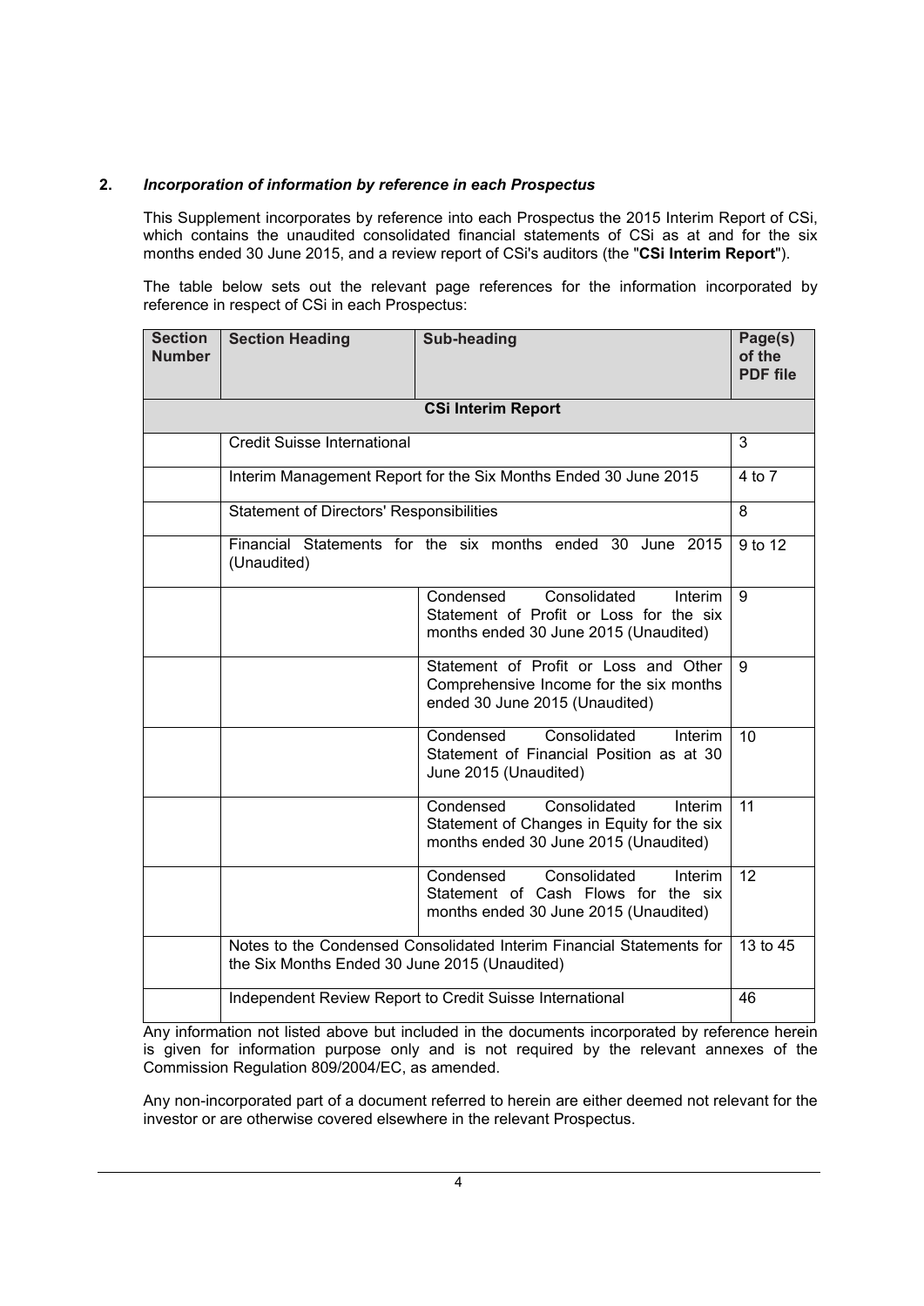## 2. *Incorporation of information by reference in each Prospectus*

This Supplement incorporates by reference into each Prospectus the 2015 Interim Report of CSi, which contains the unaudited consolidated financial statements of CSi as at and for the six months ended 30 June 2015, and a review report of CSi's auditors (the "**CSi Interim Report**").

The table below sets out the relevant page references for the information incorporated by reference in respect of CSi in each Prospectus:

| Section Number | Section Heading | Sub-heading | Page(s) of the PDF file |
|---|---|---|---|
| | | **CSi Interim Report** | |
| | Credit Suisse International | | 3 |
| | Interim Management Report for the Six Months Ended 30 June 2015 | | 4 to 7 |
| | Statement of Directors' Responsibilities | | 8 |
| | Financial Statements for the six months ended 30 June 2015 (Unaudited) | | 9 to 12 |
| | | Condensed Consolidated Interim Statement of Profit or Loss for the six months ended 30 June 2015 (Unaudited) | 9 |
| | | Statement of Profit or Loss and Other Comprehensive Income for the six months ended 30 June 2015 (Unaudited) | 9 |
| | | Condensed Consolidated Interim Statement of Financial Position as at 30 June 2015 (Unaudited) | 10 |
| | | Condensed Consolidated Interim Statement of Changes in Equity for the six months ended 30 June 2015 (Unaudited) | 11 |
| | | Condensed Consolidated Interim Statement of Cash Flows for the six months ended 30 June 2015 (Unaudited) | 12 |
| | Notes to the Condensed Consolidated Interim Financial Statements for the Six Months Ended 30 June 2015 (Unaudited) | | 13 to 45 |
| | Independent Review Report to Credit Suisse International | | 46 |

Any information not listed above but included in the documents incorporated by reference herein is given for information purpose only and is not required by the relevant annexes of the Commission Regulation 809/2004/EC, as amended.

Any non-incorporated part of a document referred to herein are either deemed not relevant for the investor or are otherwise covered elsewhere in the relevant Prospectus.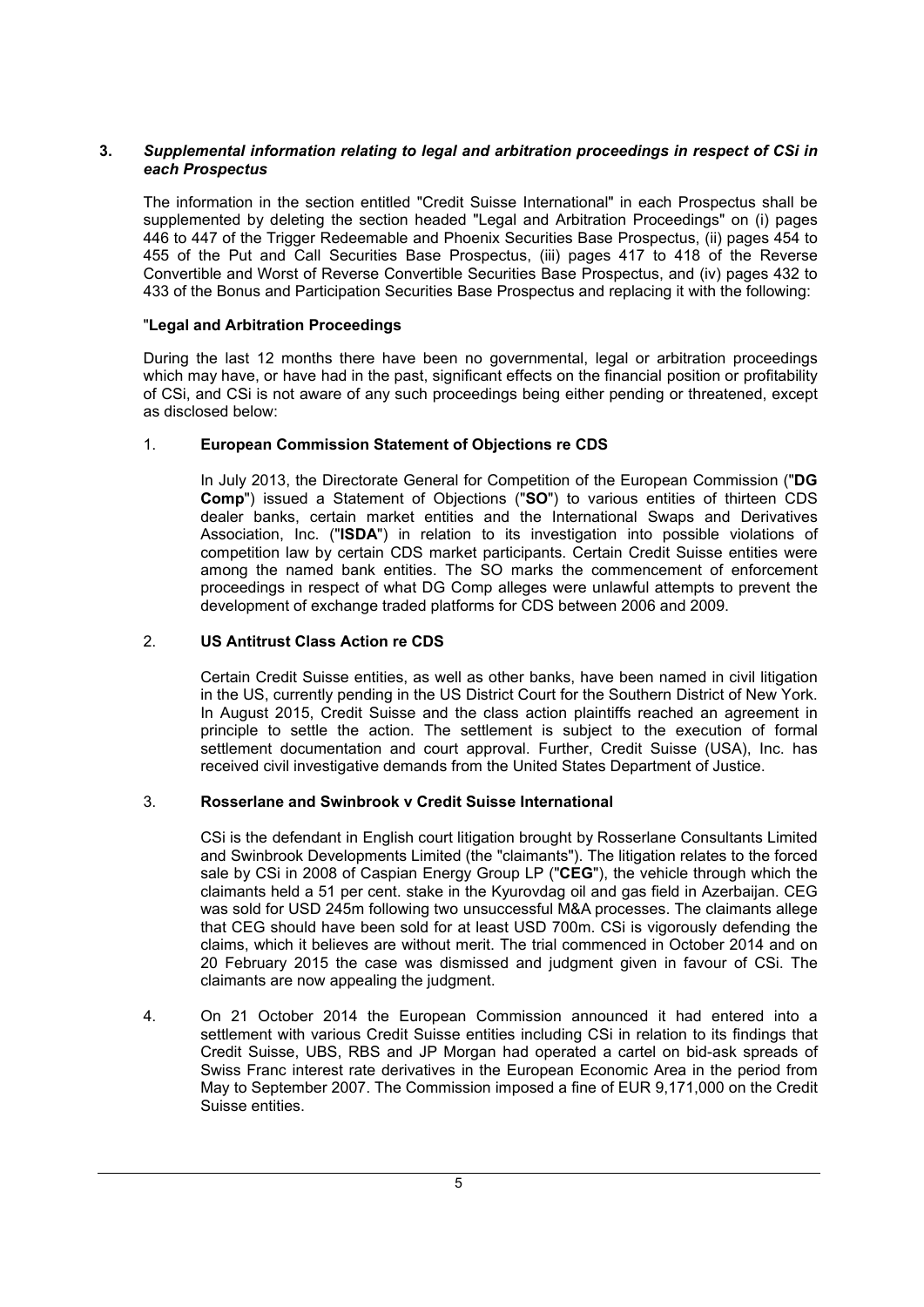## 3. *Supplemental information relating to legal and arbitration proceedings in respect of CSi in each Prospectus*

The information in the section entitled "Credit Suisse International" in each Prospectus shall be supplemented by deleting the section headed "Legal and Arbitration Proceedings" on (i) pages 446 to 447 of the Trigger Redeemable and Phoenix Securities Base Prospectus, (ii) pages 454 to 455 of the Put and Call Securities Base Prospectus, (iii) pages 417 to 418 of the Reverse Convertible and Worst of Reverse Convertible Securities Base Prospectus, and (iv) pages 432 to 433 of the Bonus and Participation Securities Base Prospectus and replacing it with the following:

"**Legal and Arbitration Proceedings**

During the last 12 months there have been no governmental, legal or arbitration proceedings which may have, or have had in the past, significant effects on the financial position or profitability of CSi, and CSi is not aware of any such proceedings being either pending or threatened, except as disclosed below:

1. **European Commission Statement of Objections re CDS**

   In July 2013, the Directorate General for Competition of the European Commission ("**DG Comp**") issued a Statement of Objections ("**SO**") to various entities of thirteen CDS dealer banks, certain market entities and the International Swaps and Derivatives Association, Inc. ("**ISDA**") in relation to its investigation into possible violations of competition law by certain CDS market participants. Certain Credit Suisse entities were among the named bank entities. The SO marks the commencement of enforcement proceedings in respect of what DG Comp alleges were unlawful attempts to prevent the development of exchange traded platforms for CDS between 2006 and 2009.

2. **US Antitrust Class Action re CDS**

   Certain Credit Suisse entities, as well as other banks, have been named in civil litigation in the US, currently pending in the US District Court for the Southern District of New York. In August 2015, Credit Suisse and the class action plaintiffs reached an agreement in principle to settle the action. The settlement is subject to the execution of formal settlement documentation and court approval. Further, Credit Suisse (USA), Inc. has received civil investigative demands from the United States Department of Justice.

3. **Rosserlane and Swinbrook v Credit Suisse International**

   CSi is the defendant in English court litigation brought by Rosserlane Consultants Limited and Swinbrook Developments Limited (the "claimants"). The litigation relates to the forced sale by CSi in 2008 of Caspian Energy Group LP ("**CEG**"), the vehicle through which the claimants held a 51 per cent. stake in the Kyurovdag oil and gas field in Azerbaijan. CEG was sold for USD 245m following two unsuccessful M&A processes. The claimants allege that CEG should have been sold for at least USD 700m. CSi is vigorously defending the claims, which it believes are without merit. The trial commenced in October 2014 and on 20 February 2015 the case was dismissed and judgment given in favour of CSi. The claimants are now appealing the judgment.

4. On 21 October 2014 the European Commission announced it had entered into a settlement with various Credit Suisse entities including CSi in relation to its findings that Credit Suisse, UBS, RBS and JP Morgan had operated a cartel on bid-ask spreads of Swiss Franc interest rate derivatives in the European Economic Area in the period from May to September 2007. The Commission imposed a fine of EUR 9,171,000 on the Credit Suisse entities.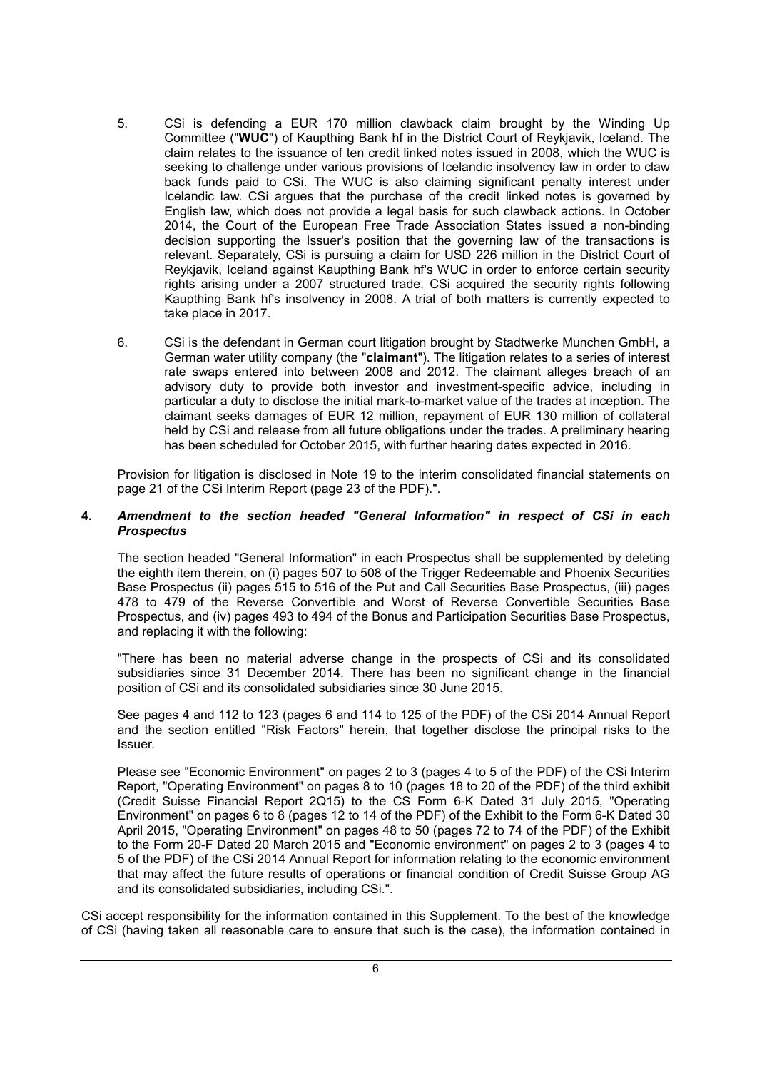5. CSi is defending a EUR 170 million clawback claim brought by the Winding Up Committee ("**WUC**") of Kaupthing Bank hf in the District Court of Reykjavik, Iceland. The claim relates to the issuance of ten credit linked notes issued in 2008, which the WUC is seeking to challenge under various provisions of Icelandic insolvency law in order to claw back funds paid to CSi. The WUC is also claiming significant penalty interest under Icelandic law. CSi argues that the purchase of the credit linked notes is governed by English law, which does not provide a legal basis for such clawback actions. In October 2014, the Court of the European Free Trade Association States issued a non-binding decision supporting the Issuer's position that the governing law of the transactions is relevant. Separately, CSi is pursuing a claim for USD 226 million in the District Court of Reykjavik, Iceland against Kaupthing Bank hf's WUC in order to enforce certain security rights arising under a 2007 structured trade. CSi acquired the security rights following Kaupthing Bank hf's insolvency in 2008. A trial of both matters is currently expected to take place in 2017.

6. CSi is the defendant in German court litigation brought by Stadtwerke Munchen GmbH, a German water utility company (the "**claimant**"). The litigation relates to a series of interest rate swaps entered into between 2008 and 2012. The claimant alleges breach of an advisory duty to provide both investor and investment-specific advice, including in particular a duty to disclose the initial mark-to-market value of the trades at inception. The claimant seeks damages of EUR 12 million, repayment of EUR 130 million of collateral held by CSi and release from all future obligations under the trades. A preliminary hearing has been scheduled for October 2015, with further hearing dates expected in 2016.

Provision for litigation is disclosed in Note 19 to the interim consolidated financial statements on page 21 of the CSi Interim Report (page 23 of the PDF).".

**4. *Amendment to the section headed "General Information" in respect of CSi in each Prospectus***

The section headed "General Information" in each Prospectus shall be supplemented by deleting the eighth item therein, on (i) pages 507 to 508 of the Trigger Redeemable and Phoenix Securities Base Prospectus (ii) pages 515 to 516 of the Put and Call Securities Base Prospectus, (iii) pages 478 to 479 of the Reverse Convertible and Worst of Reverse Convertible Securities Base Prospectus, and (iv) pages 493 to 494 of the Bonus and Participation Securities Base Prospectus, and replacing it with the following:

"There has been no material adverse change in the prospects of CSi and its consolidated subsidiaries since 31 December 2014. There has been no significant change in the financial position of CSi and its consolidated subsidiaries since 30 June 2015.

See pages 4 and 112 to 123 (pages 6 and 114 to 125 of the PDF) of the CSi 2014 Annual Report and the section entitled "Risk Factors" herein, that together disclose the principal risks to the Issuer.

Please see "Economic Environment" on pages 2 to 3 (pages 4 to 5 of the PDF) of the CSi Interim Report, "Operating Environment" on pages 8 to 10 (pages 18 to 20 of the PDF) of the third exhibit (Credit Suisse Financial Report 2Q15) to the CS Form 6-K Dated 31 July 2015, "Operating Environment" on pages 6 to 8 (pages 12 to 14 of the PDF) of the Exhibit to the Form 6-K Dated 30 April 2015, "Operating Environment" on pages 48 to 50 (pages 72 to 74 of the PDF) of the Exhibit to the Form 20-F Dated 20 March 2015 and "Economic environment" on pages 2 to 3 (pages 4 to 5 of the PDF) of the CSi 2014 Annual Report for information relating to the economic environment that may affect the future results of operations or financial condition of Credit Suisse Group AG and its consolidated subsidiaries, including CSi.".

CSi accept responsibility for the information contained in this Supplement. To the best of the knowledge of CSi (having taken all reasonable care to ensure that such is the case), the information contained in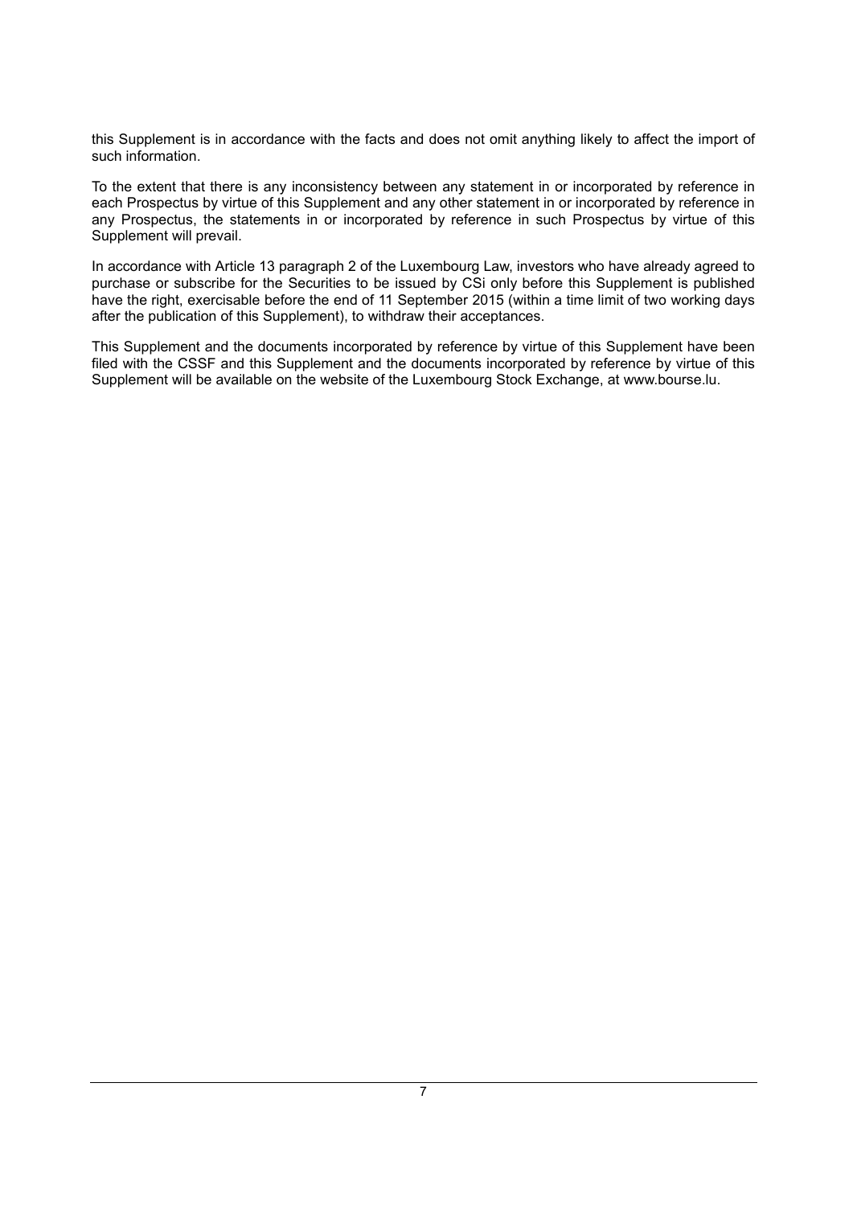this Supplement is in accordance with the facts and does not omit anything likely to affect the import of such information.

To the extent that there is any inconsistency between any statement in or incorporated by reference in each Prospectus by virtue of this Supplement and any other statement in or incorporated by reference in any Prospectus, the statements in or incorporated by reference in such Prospectus by virtue of this Supplement will prevail.

In accordance with Article 13 paragraph 2 of the Luxembourg Law, investors who have already agreed to purchase or subscribe for the Securities to be issued by CSi only before this Supplement is published have the right, exercisable before the end of 11 September 2015 (within a time limit of two working days after the publication of this Supplement), to withdraw their acceptances.

This Supplement and the documents incorporated by reference by virtue of this Supplement have been filed with the CSSF and this Supplement and the documents incorporated by reference by virtue of this Supplement will be available on the website of the Luxembourg Stock Exchange, at www.bourse.lu.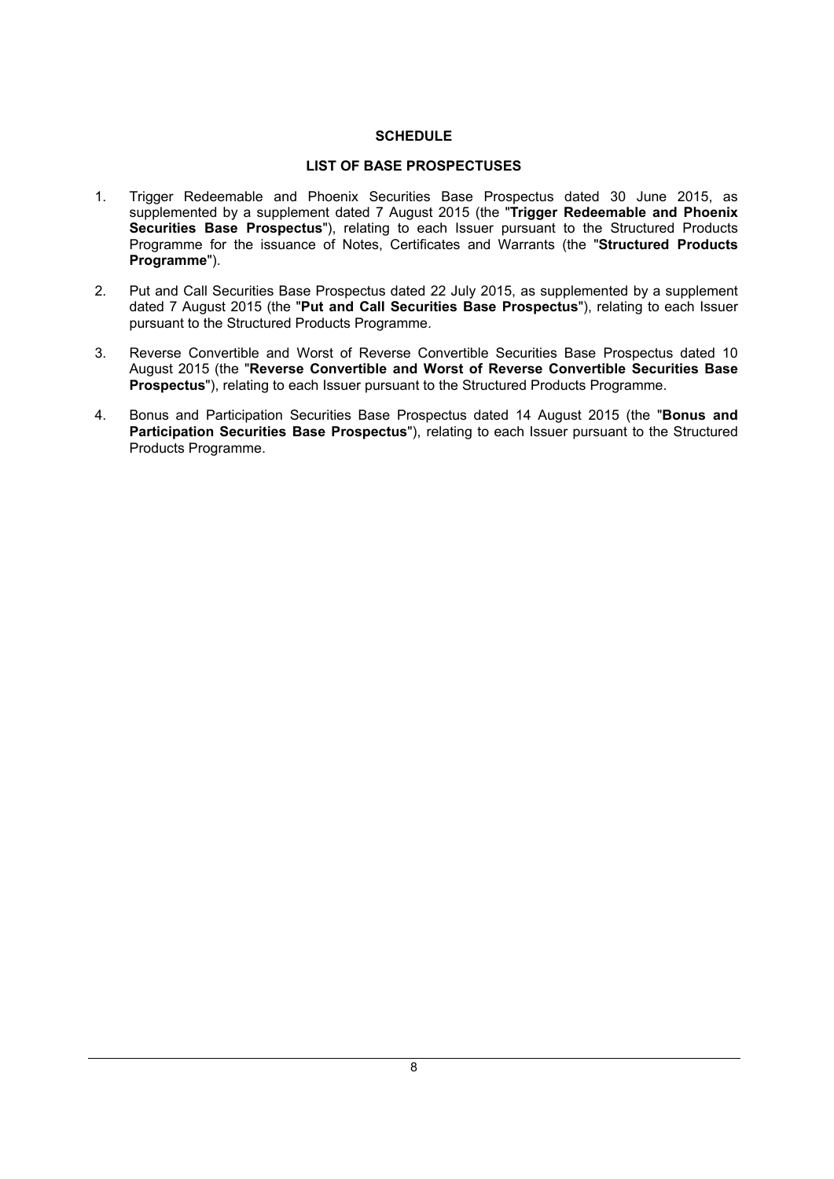## SCHEDULE

## LIST OF BASE PROSPECTUSES

1. Trigger Redeemable and Phoenix Securities Base Prospectus dated 30 June 2015, as supplemented by a supplement dated 7 August 2015 (the "**Trigger Redeemable and Phoenix Securities Base Prospectus**"), relating to each Issuer pursuant to the Structured Products Programme for the issuance of Notes, Certificates and Warrants (the "**Structured Products Programme**").

2. Put and Call Securities Base Prospectus dated 22 July 2015, as supplemented by a supplement dated 7 August 2015 (the "**Put and Call Securities Base Prospectus**"), relating to each Issuer pursuant to the Structured Products Programme.

3. Reverse Convertible and Worst of Reverse Convertible Securities Base Prospectus dated 10 August 2015 (the "**Reverse Convertible and Worst of Reverse Convertible Securities Base Prospectus**"), relating to each Issuer pursuant to the Structured Products Programme.

4. Bonus and Participation Securities Base Prospectus dated 14 August 2015 (the "**Bonus and Participation Securities Base Prospectus**"), relating to each Issuer pursuant to the Structured Products Programme.